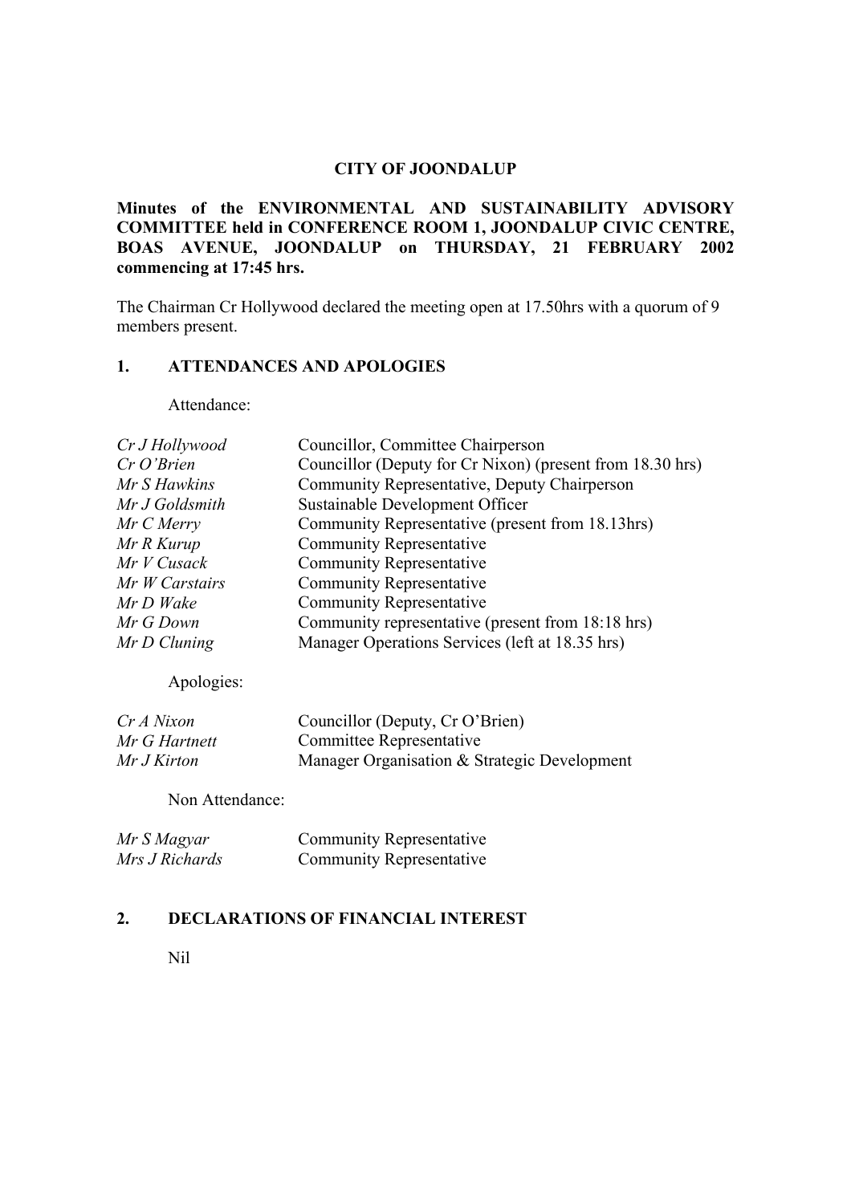# CITY OF JOONDALUP

**Minutes of the ENVIRONMENTAL AND SUSTAINABILITY ADVISORY COMMITTEE held in CONFERENCE ROOM 1, JOONDALUP CIVIC CENTRE, BOAS AVENUE, JOONDALUP on THURSDAY, 21 FEBRUARY 2002 commencing at 17:45 hrs.**

The Chairman Cr Hollywood declared the meeting open at 17.50hrs with a quorum of 9 members present.

## 1. ATTENDANCES AND APOLOGIES

Attendance:

| | |
|---|---|
| *Cr J Hollywood* | Councillor, Committee Chairperson |
| *Cr O'Brien* | Councillor (Deputy for Cr Nixon) (present from 18.30 hrs) |
| *Mr S Hawkins* | Community Representative, Deputy Chairperson |
| *Mr J Goldsmith* | Sustainable Development Officer |
| *Mr C Merry* | Community Representative (present from 18.13hrs) |
| *Mr R Kurup* | Community Representative |
| *Mr V Cusack* | Community Representative |
| *Mr W Carstairs* | Community Representative |
| *Mr D Wake* | Community Representative |
| *Mr G Down* | Community representative (present from 18:18 hrs) |
| *Mr D Cluning* | Manager Operations Services (left at 18.35 hrs) |

Apologies:

| | |
|---|---|
| *Cr A Nixon* | Councillor (Deputy, Cr O'Brien) |
| *Mr G Hartnett* | Committee Representative |
| *Mr J Kirton* | Manager Organisation & Strategic Development |

Non Attendance:

| | |
|---|---|
| *Mr S Magyar* | Community Representative |
| *Mrs J Richards* | Community Representative |

## 2. DECLARATIONS OF FINANCIAL INTEREST

Nil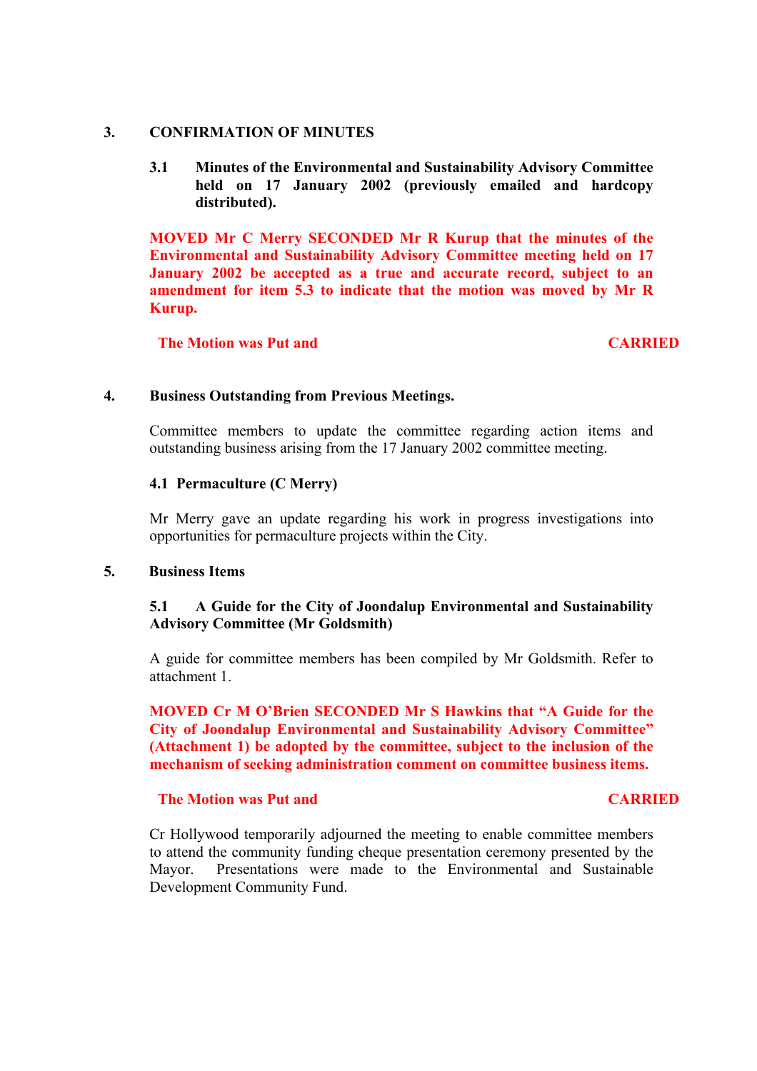## 3. CONFIRMATION OF MINUTES

### 3.1 Minutes of the Environmental and Sustainability Advisory Committee held on 17 January 2002 (previously emailed and hardcopy distributed).

**MOVED Mr C Merry SECONDED Mr R Kurup that the minutes of the Environmental and Sustainability Advisory Committee meeting held on 17 January 2002 be accepted as a true and accurate record, subject to an amendment for item 5.3 to indicate that the motion was moved by Mr R Kurup.**

**The Motion was Put and CARRIED**

## 4. Business Outstanding from Previous Meetings.

Committee members to update the committee regarding action items and outstanding business arising from the 17 January 2002 committee meeting.

### 4.1 Permaculture (C Merry)

Mr Merry gave an update regarding his work in progress investigations into opportunities for permaculture projects within the City.

## 5. Business Items

### 5.1 A Guide for the City of Joondalup Environmental and Sustainability Advisory Committee (Mr Goldsmith)

A guide for committee members has been compiled by Mr Goldsmith. Refer to attachment 1.

**MOVED Cr M O'Brien SECONDED Mr S Hawkins that "A Guide for the City of Joondalup Environmental and Sustainability Advisory Committee" (Attachment 1) be adopted by the committee, subject to the inclusion of the mechanism of seeking administration comment on committee business items.**

**The Motion was Put and CARRIED**

Cr Hollywood temporarily adjourned the meeting to enable committee members to attend the community funding cheque presentation ceremony presented by the Mayor. Presentations were made to the Environmental and Sustainable Development Community Fund.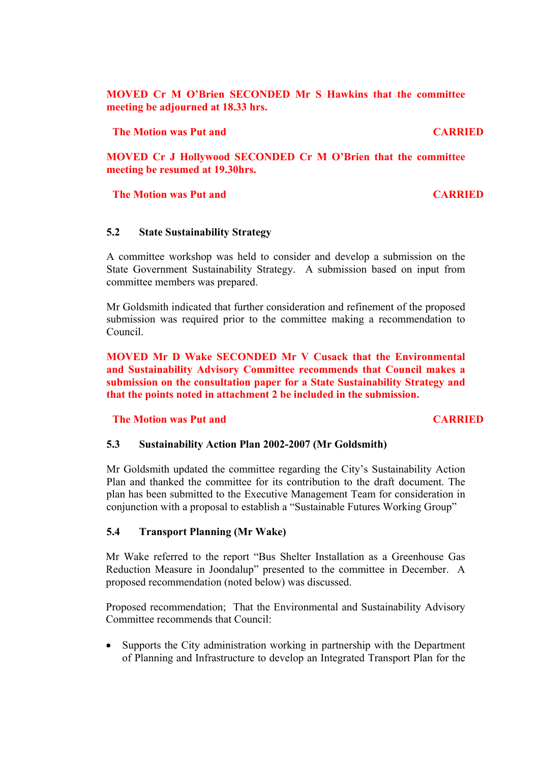**MOVED Cr M O'Brien SECONDED Mr S Hawkins that the committee meeting be adjourned at 18.33 hrs.**

**The Motion was Put and CARRIED**

**MOVED Cr J Hollywood SECONDED Cr M O'Brien that the committee meeting be resumed at 19.30hrs.**

**The Motion was Put and CARRIED**

### 5.2 State Sustainability Strategy

A committee workshop was held to consider and develop a submission on the State Government Sustainability Strategy. A submission based on input from committee members was prepared.

Mr Goldsmith indicated that further consideration and refinement of the proposed submission was required prior to the committee making a recommendation to Council.

**MOVED Mr D Wake SECONDED Mr V Cusack that the Environmental and Sustainability Advisory Committee recommends that Council makes a submission on the consultation paper for a State Sustainability Strategy and that the points noted in attachment 2 be included in the submission.**

**The Motion was Put and CARRIED**

### 5.3 Sustainability Action Plan 2002-2007 (Mr Goldsmith)

Mr Goldsmith updated the committee regarding the City's Sustainability Action Plan and thanked the committee for its contribution to the draft document. The plan has been submitted to the Executive Management Team for consideration in conjunction with a proposal to establish a "Sustainable Futures Working Group"

### 5.4 Transport Planning (Mr Wake)

Mr Wake referred to the report "Bus Shelter Installation as a Greenhouse Gas Reduction Measure in Joondalup" presented to the committee in December. A proposed recommendation (noted below) was discussed.

Proposed recommendation; That the Environmental and Sustainability Advisory Committee recommends that Council:

- Supports the City administration working in partnership with the Department of Planning and Infrastructure to develop an Integrated Transport Plan for the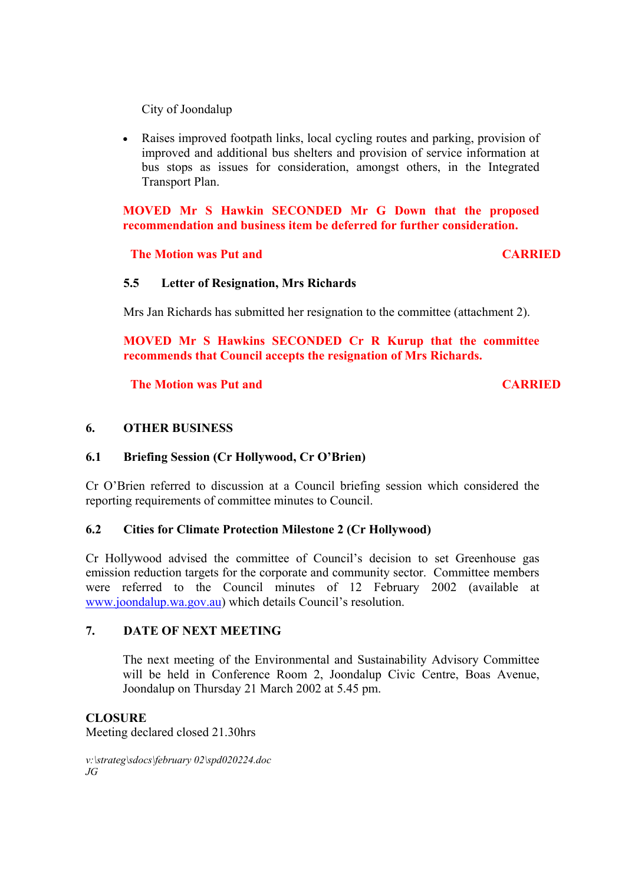City of Joondalup

- Raises improved footpath links, local cycling routes and parking, provision of improved and additional bus shelters and provision of service information at bus stops as issues for consideration, amongst others, in the Integrated Transport Plan.

**MOVED Mr S Hawkin SECONDED Mr G Down that the proposed recommendation and business item be deferred for further consideration.**

**The Motion was Put and CARRIED**

### 5.5 Letter of Resignation, Mrs Richards

Mrs Jan Richards has submitted her resignation to the committee (attachment 2).

**MOVED Mr S Hawkins SECONDED Cr R Kurup that the committee recommends that Council accepts the resignation of Mrs Richards.**

**The Motion was Put and CARRIED**

## 6. OTHER BUSINESS

### 6.1 Briefing Session (Cr Hollywood, Cr O'Brien)

Cr O'Brien referred to discussion at a Council briefing session which considered the reporting requirements of committee minutes to Council.

### 6.2 Cities for Climate Protection Milestone 2 (Cr Hollywood)

Cr Hollywood advised the committee of Council's decision to set Greenhouse gas emission reduction targets for the corporate and community sector. Committee members were referred to the Council minutes of 12 February 2002 (available at www.joondalup.wa.gov.au) which details Council's resolution.

## 7. DATE OF NEXT MEETING

The next meeting of the Environmental and Sustainability Advisory Committee will be held in Conference Room 2, Joondalup Civic Centre, Boas Avenue, Joondalup on Thursday 21 March 2002 at 5.45 pm.

**CLOSURE**
Meeting declared closed 21.30hrs

*v:\strateg\sdocs\february 02\spd020224.doc*
*JG*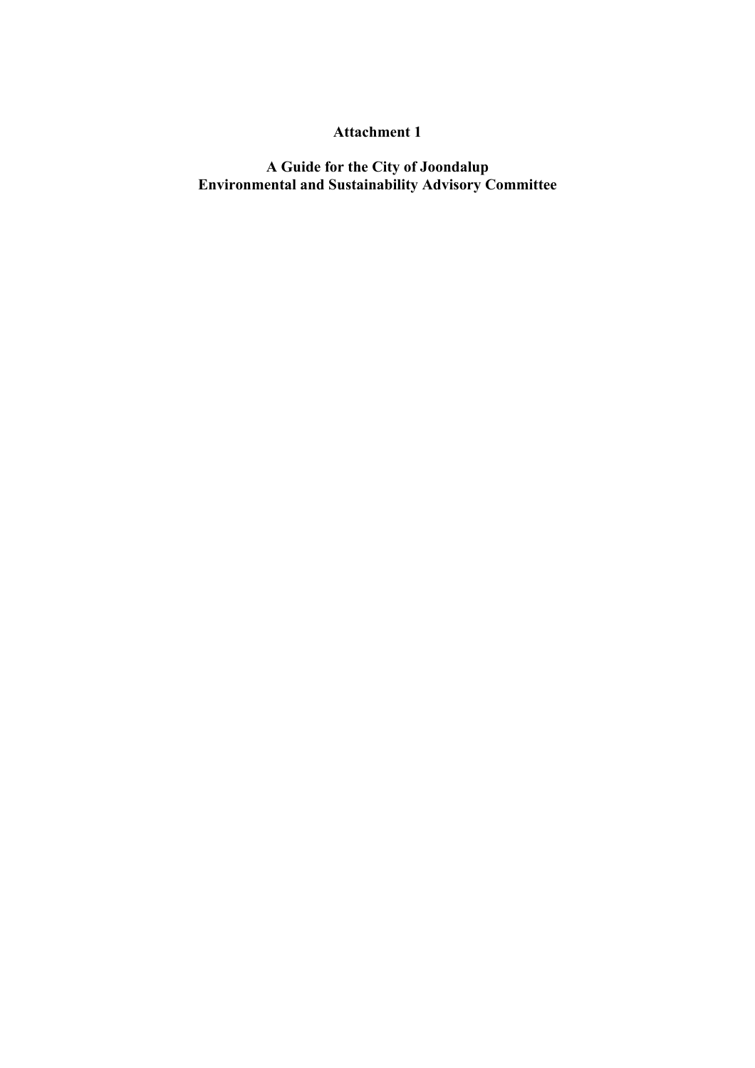**Attachment 1**

**A Guide for the City of Joondalup Environmental and Sustainability Advisory Committee**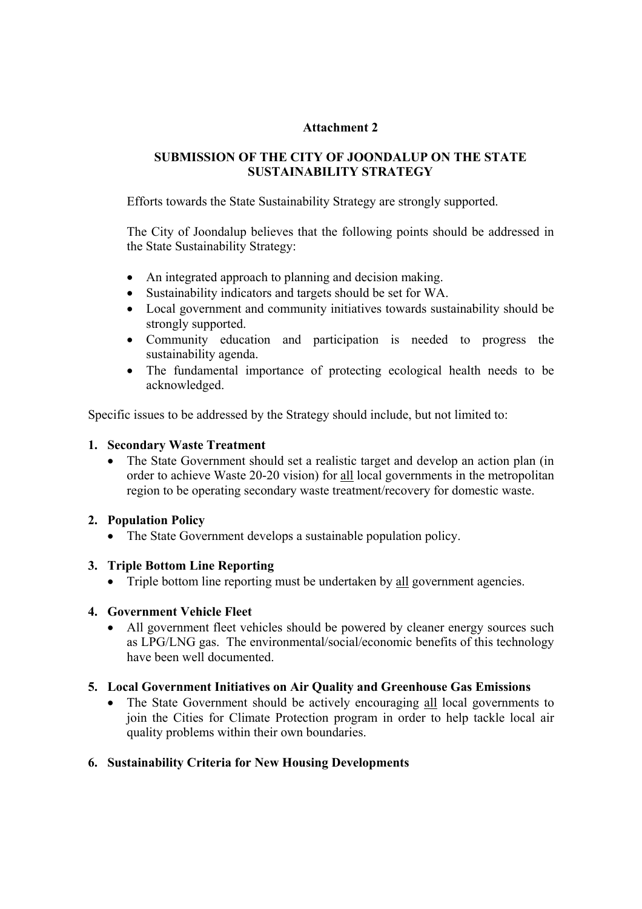**Attachment 2**

**SUBMISSION OF THE CITY OF JOONDALUP ON THE STATE SUSTAINABILITY STRATEGY**

Efforts towards the State Sustainability Strategy are strongly supported.

The City of Joondalup believes that the following points should be addressed in the State Sustainability Strategy:

- An integrated approach to planning and decision making.
- Sustainability indicators and targets should be set for WA.
- Local government and community initiatives towards sustainability should be strongly supported.
- Community education and participation is needed to progress the sustainability agenda.
- The fundamental importance of protecting ecological health needs to be acknowledged.

Specific issues to be addressed by the Strategy should include, but not limited to:

1. **Secondary Waste Treatment**
   - The State Government should set a realistic target and develop an action plan (in order to achieve Waste 20-20 vision) for <u>all</u> local governments in the metropolitan region to be operating secondary waste treatment/recovery for domestic waste.

2. **Population Policy**
   - The State Government develops a sustainable population policy.

3. **Triple Bottom Line Reporting**
   - Triple bottom line reporting must be undertaken by <u>all</u> government agencies.

4. **Government Vehicle Fleet**
   - All government fleet vehicles should be powered by cleaner energy sources such as LPG/LNG gas. The environmental/social/economic benefits of this technology have been well documented.

5. **Local Government Initiatives on Air Quality and Greenhouse Gas Emissions**
   - The State Government should be actively encouraging <u>all</u> local governments to join the Cities for Climate Protection program in order to help tackle local air quality problems within their own boundaries.

6. **Sustainability Criteria for New Housing Developments**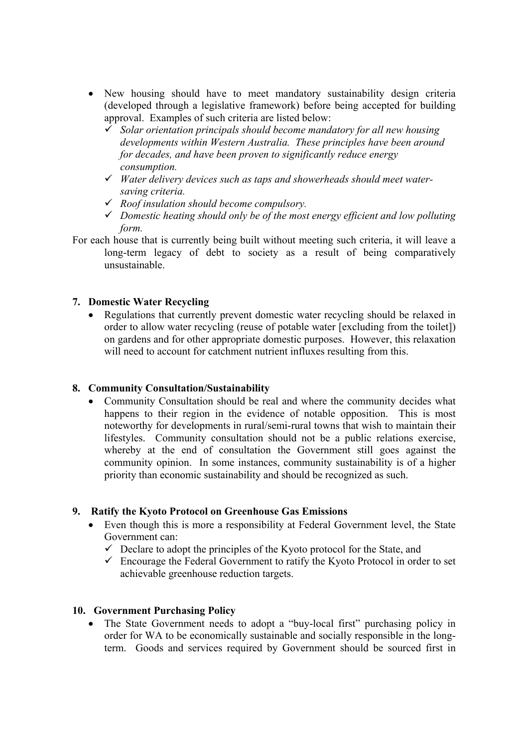- New housing should have to meet mandatory sustainability design criteria (developed through a legislative framework) before being accepted for building approval. Examples of such criteria are listed below:
  - ✓ *Solar orientation principals should become mandatory for all new housing developments within Western Australia. These principles have been around for decades, and have been proven to significantly reduce energy consumption.*
  - ✓ *Water delivery devices such as taps and showerheads should meet water-saving criteria.*
  - ✓ *Roof insulation should become compulsory.*
  - ✓ *Domestic heating should only be of the most energy efficient and low polluting form.*

For each house that is currently being built without meeting such criteria, it will leave a long-term legacy of debt to society as a result of being comparatively unsustainable.

**7. Domestic Water Recycling**

- Regulations that currently prevent domestic water recycling should be relaxed in order to allow water recycling (reuse of potable water [excluding from the toilet]) on gardens and for other appropriate domestic purposes. However, this relaxation will need to account for catchment nutrient influxes resulting from this.

**8. Community Consultation/Sustainability**

- Community Consultation should be real and where the community decides what happens to their region in the evidence of notable opposition. This is most noteworthy for developments in rural/semi-rural towns that wish to maintain their lifestyles. Community consultation should not be a public relations exercise, whereby at the end of consultation the Government still goes against the community opinion. In some instances, community sustainability is of a higher priority than economic sustainability and should be recognized as such.

**9. Ratify the Kyoto Protocol on Greenhouse Gas Emissions**

- Even though this is more a responsibility at Federal Government level, the State Government can:
  - ✓ Declare to adopt the principles of the Kyoto protocol for the State, and
  - ✓ Encourage the Federal Government to ratify the Kyoto Protocol in order to set achievable greenhouse reduction targets.

**10. Government Purchasing Policy**

- The State Government needs to adopt a "buy-local first" purchasing policy in order for WA to be economically sustainable and socially responsible in the long-term. Goods and services required by Government should be sourced first in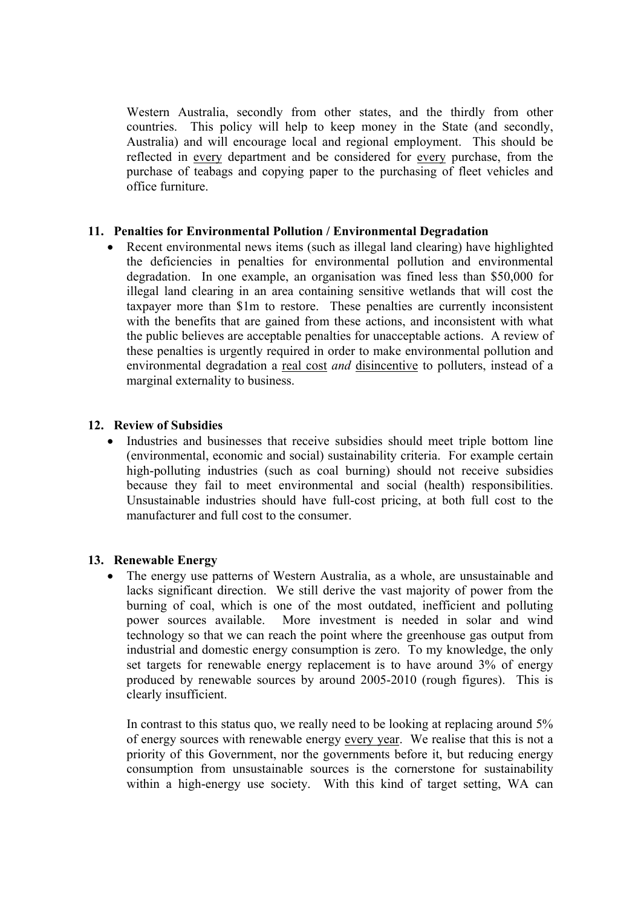Western Australia, secondly from other states, and the thirdly from other countries. This policy will help to keep money in the State (and secondly, Australia) and will encourage local and regional employment. This should be reflected in <u>every</u> department and be considered for <u>every</u> purchase, from the purchase of teabags and copying paper to the purchasing of fleet vehicles and office furniture.

**11. Penalties for Environmental Pollution / Environmental Degradation**

- Recent environmental news items (such as illegal land clearing) have highlighted the deficiencies in penalties for environmental pollution and environmental degradation. In one example, an organisation was fined less than \$50,000 for illegal land clearing in an area containing sensitive wetlands that will cost the taxpayer more than \$1m to restore. These penalties are currently inconsistent with the benefits that are gained from these actions, and inconsistent with what the public believes are acceptable penalties for unacceptable actions. A review of these penalties is urgently required in order to make environmental pollution and environmental degradation a <u>real cost</u> *and* <u>disincentive</u> to polluters, instead of a marginal externality to business.

**12. Review of Subsidies**

- Industries and businesses that receive subsidies should meet triple bottom line (environmental, economic and social) sustainability criteria. For example certain high-polluting industries (such as coal burning) should not receive subsidies because they fail to meet environmental and social (health) responsibilities. Unsustainable industries should have full-cost pricing, at both full cost to the manufacturer and full cost to the consumer.

**13. Renewable Energy**

- The energy use patterns of Western Australia, as a whole, are unsustainable and lacks significant direction. We still derive the vast majority of power from the burning of coal, which is one of the most outdated, inefficient and polluting power sources available. More investment is needed in solar and wind technology so that we can reach the point where the greenhouse gas output from industrial and domestic energy consumption is zero. To my knowledge, the only set targets for renewable energy replacement is to have around 3% of energy produced by renewable sources by around 2005-2010 (rough figures). This is clearly insufficient.

  In contrast to this status quo, we really need to be looking at replacing around 5% of energy sources with renewable energy <u>every year</u>. We realise that this is not a priority of this Government, nor the governments before it, but reducing energy consumption from unsustainable sources is the cornerstone for sustainability within a high-energy use society. With this kind of target setting, WA can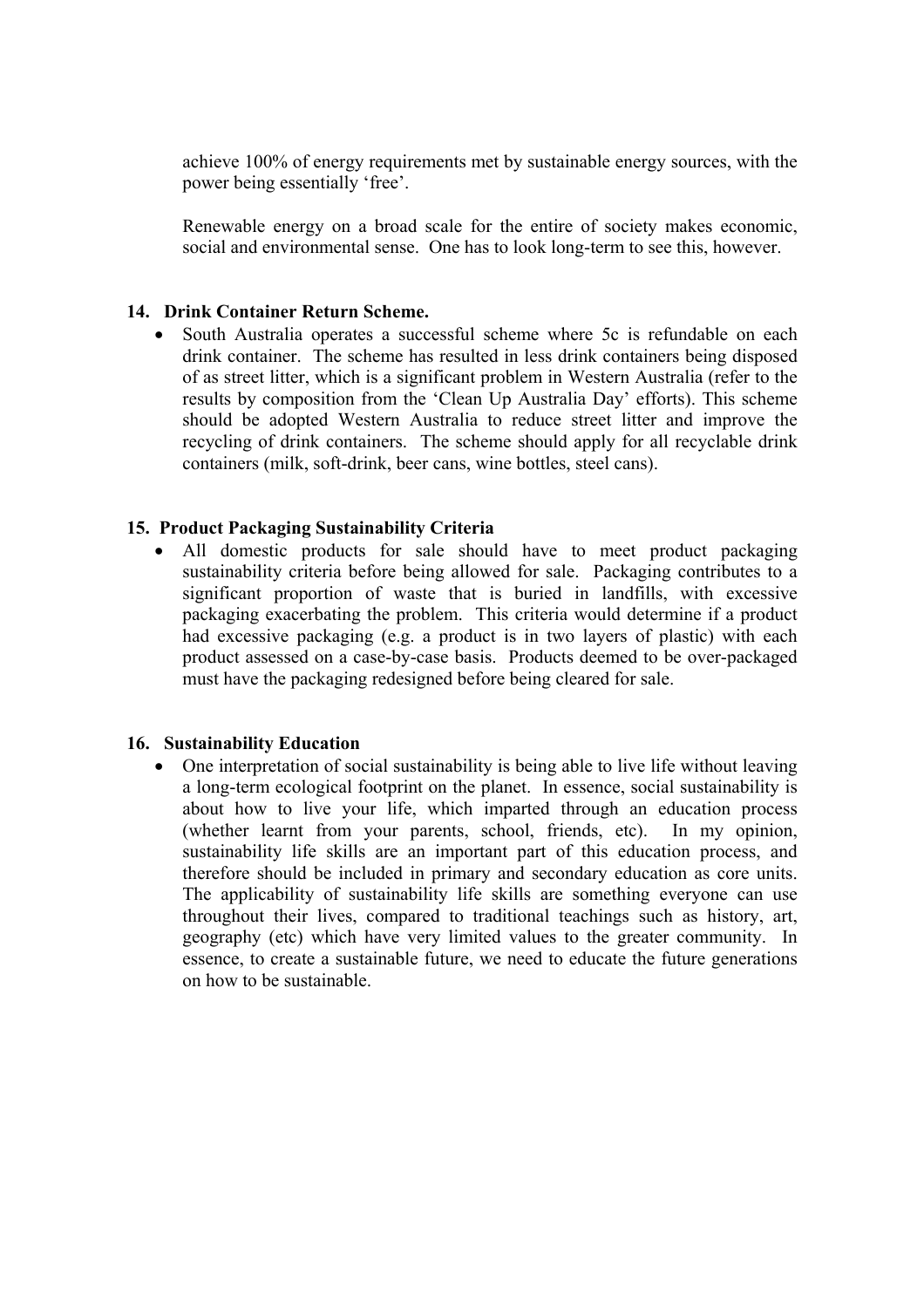achieve 100% of energy requirements met by sustainable energy sources, with the power being essentially 'free'.

Renewable energy on a broad scale for the entire of society makes economic, social and environmental sense. One has to look long-term to see this, however.

**14. Drink Container Return Scheme.**

- South Australia operates a successful scheme where 5c is refundable on each drink container. The scheme has resulted in less drink containers being disposed of as street litter, which is a significant problem in Western Australia (refer to the results by composition from the 'Clean Up Australia Day' efforts). This scheme should be adopted Western Australia to reduce street litter and improve the recycling of drink containers. The scheme should apply for all recyclable drink containers (milk, soft-drink, beer cans, wine bottles, steel cans).

**15. Product Packaging Sustainability Criteria**

- All domestic products for sale should have to meet product packaging sustainability criteria before being allowed for sale. Packaging contributes to a significant proportion of waste that is buried in landfills, with excessive packaging exacerbating the problem. This criteria would determine if a product had excessive packaging (e.g. a product is in two layers of plastic) with each product assessed on a case-by-case basis. Products deemed to be over-packaged must have the packaging redesigned before being cleared for sale.

**16. Sustainability Education**

- One interpretation of social sustainability is being able to live life without leaving a long-term ecological footprint on the planet. In essence, social sustainability is about how to live your life, which imparted through an education process (whether learnt from your parents, school, friends, etc). In my opinion, sustainability life skills are an important part of this education process, and therefore should be included in primary and secondary education as core units. The applicability of sustainability life skills are something everyone can use throughout their lives, compared to traditional teachings such as history, art, geography (etc) which have very limited values to the greater community. In essence, to create a sustainable future, we need to educate the future generations on how to be sustainable.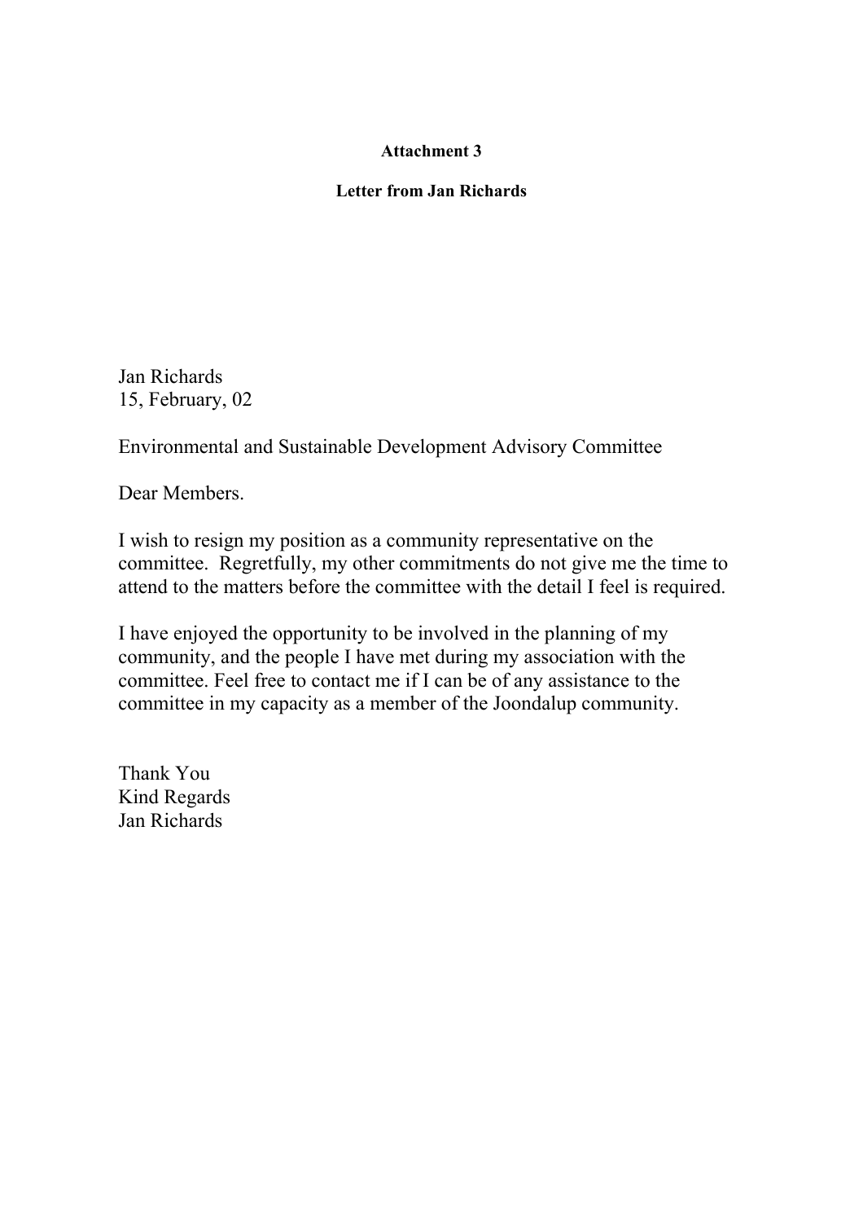**Attachment 3**

**Letter from Jan Richards**

Jan Richards
15, February, 02

Environmental and Sustainable Development Advisory Committee

Dear Members.

I wish to resign my position as a community representative on the committee. Regretfully, my other commitments do not give me the time to attend to the matters before the committee with the detail I feel is required.

I have enjoyed the opportunity to be involved in the planning of my community, and the people I have met during my association with the committee. Feel free to contact me if I can be of any assistance to the committee in my capacity as a member of the Joondalup community.

Thank You
Kind Regards
Jan Richards